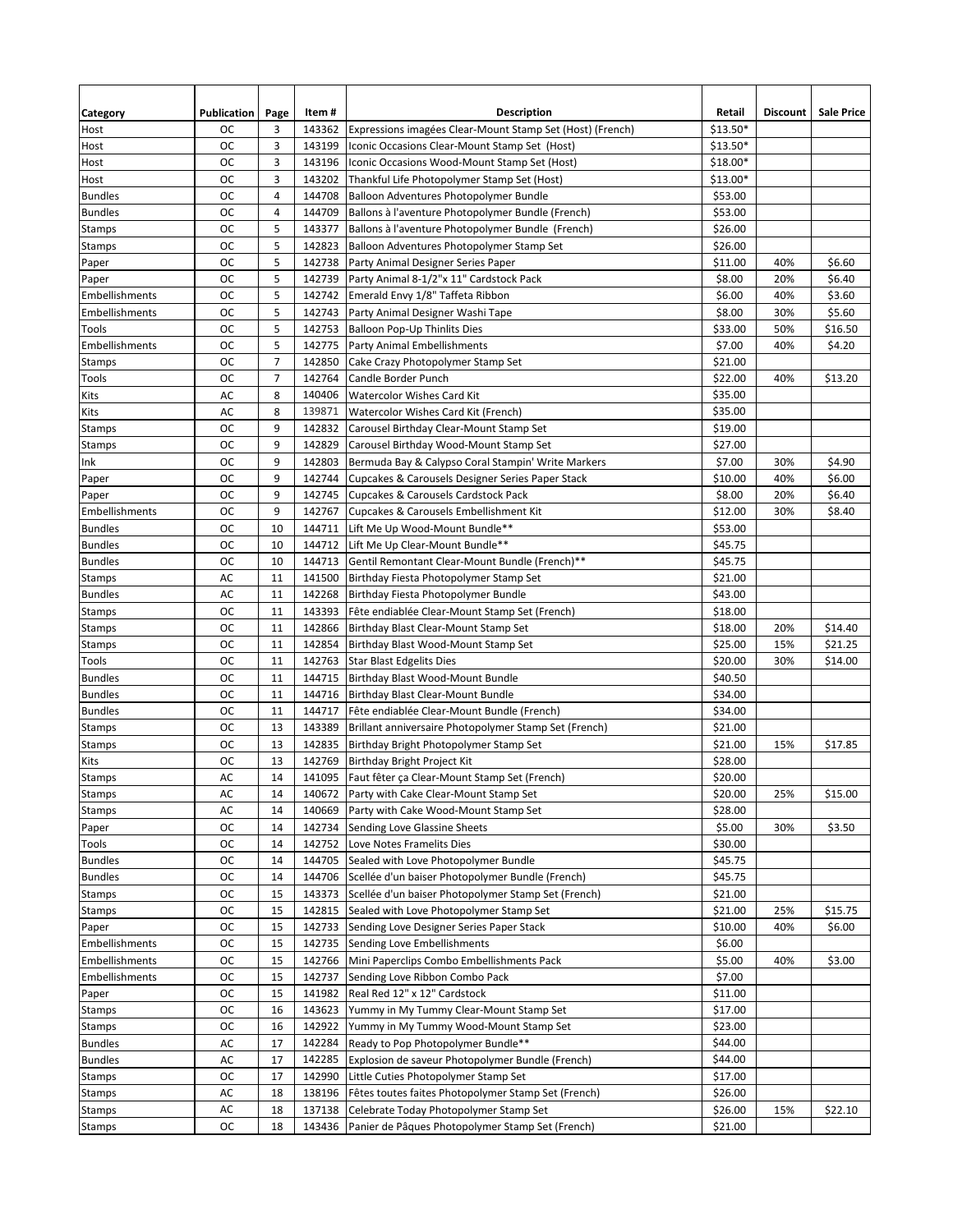| Category | Publication | Page | Item # | Description | Retail | Discount | Sale Price |
| --- | --- | --- | --- | --- | --- | --- | --- |
| Host | OC | 3 | 143362 | Expressions imagées Clear-Mount Stamp Set (Host) (French) | $13.50* | | |
| Host | OC | 3 | 143199 | Iconic Occasions Clear-Mount Stamp Set (Host) | $13.50* | | |
| Host | OC | 3 | 143196 | Iconic Occasions Wood-Mount Stamp Set (Host) | $18.00* | | |
| Host | OC | 3 | 143202 | Thankful Life Photopolymer Stamp Set (Host) | $13.00* | | |
| Bundles | OC | 4 | 144708 | Balloon Adventures Photopolymer Bundle | $53.00 | | |
| Bundles | OC | 4 | 144709 | Ballons à l'aventure Photopolymer Bundle (French) | $53.00 | | |
| Stamps | OC | 5 | 143377 | Ballons à l'aventure Photopolymer Bundle (French) | $26.00 | | |
| Stamps | OC | 5 | 142823 | Balloon Adventures Photopolymer Stamp Set | $26.00 | | |
| Paper | OC | 5 | 142738 | Party Animal Designer Series Paper | $11.00 | 40% | $6.60 |
| Paper | OC | 5 | 142739 | Party Animal 8-1/2"x 11" Cardstock Pack | $8.00 | 20% | $6.40 |
| Embellishments | OC | 5 | 142742 | Emerald Envy 1/8" Taffeta Ribbon | $6.00 | 40% | $3.60 |
| Embellishments | OC | 5 | 142743 | Party Animal Designer Washi Tape | $8.00 | 30% | $5.60 |
| Tools | OC | 5 | 142753 | Balloon Pop-Up Thinlits Dies | $33.00 | 50% | $16.50 |
| Embellishments | OC | 5 | 142775 | Party Animal Embellishments | $7.00 | 40% | $4.20 |
| Stamps | OC | 7 | 142850 | Cake Crazy Photopolymer Stamp Set | $21.00 | | |
| Tools | OC | 7 | 142764 | Candle Border Punch | $22.00 | 40% | $13.20 |
| Kits | AC | 8 | 140406 | Watercolor Wishes Card Kit | $35.00 | | |
| Kits | AC | 8 | 139871 | Watercolor Wishes Card Kit (French) | $35.00 | | |
| Stamps | OC | 9 | 142832 | Carousel Birthday Clear-Mount Stamp Set | $19.00 | | |
| Stamps | OC | 9 | 142829 | Carousel Birthday Wood-Mount Stamp Set | $27.00 | | |
| Ink | OC | 9 | 142803 | Bermuda Bay & Calypso Coral Stampin' Write Markers | $7.00 | 30% | $4.90 |
| Paper | OC | 9 | 142744 | Cupcakes & Carousels Designer Series Paper Stack | $10.00 | 40% | $6.00 |
| Paper | OC | 9 | 142745 | Cupcakes & Carousels Cardstock Pack | $8.00 | 20% | $6.40 |
| Embellishments | OC | 9 | 142767 | Cupcakes & Carousels Embellishment Kit | $12.00 | 30% | $8.40 |
| Bundles | OC | 10 | 144711 | Lift Me Up Wood-Mount Bundle** | $53.00 | | |
| Bundles | OC | 10 | 144712 | Lift Me Up Clear-Mount Bundle** | $45.75 | | |
| Bundles | OC | 10 | 144713 | Gentil Remontant Clear-Mount Bundle (French)** | $45.75 | | |
| Stamps | AC | 11 | 141500 | Birthday Fiesta Photopolymer Stamp Set | $21.00 | | |
| Bundles | AC | 11 | 142268 | Birthday Fiesta Photopolymer Bundle | $43.00 | | |
| Stamps | OC | 11 | 143393 | Fête endiablée Clear-Mount Stamp Set (French) | $18.00 | | |
| Stamps | OC | 11 | 142866 | Birthday Blast Clear-Mount Stamp Set | $18.00 | 20% | $14.40 |
| Stamps | OC | 11 | 142854 | Birthday Blast Wood-Mount Stamp Set | $25.00 | 15% | $21.25 |
| Tools | OC | 11 | 142763 | Star Blast Edgelits Dies | $20.00 | 30% | $14.00 |
| Bundles | OC | 11 | 144715 | Birthday Blast Wood-Mount Bundle | $40.50 | | |
| Bundles | OC | 11 | 144716 | Birthday Blast Clear-Mount Bundle | $34.00 | | |
| Bundles | OC | 11 | 144717 | Fête endiablée Clear-Mount Bundle (French) | $34.00 | | |
| Stamps | OC | 13 | 143389 | Brillant anniversaire Photopolymer Stamp Set (French) | $21.00 | | |
| Stamps | OC | 13 | 142835 | Birthday Bright Photopolymer Stamp Set | $21.00 | 15% | $17.85 |
| Kits | OC | 13 | 142769 | Birthday Bright Project Kit | $28.00 | | |
| Stamps | AC | 14 | 141095 | Faut fêter ça Clear-Mount Stamp Set (French) | $20.00 | | |
| Stamps | AC | 14 | 140672 | Party with Cake Clear-Mount Stamp Set | $20.00 | 25% | $15.00 |
| Stamps | AC | 14 | 140669 | Party with Cake Wood-Mount Stamp Set | $28.00 | | |
| Paper | OC | 14 | 142734 | Sending Love Glassine Sheets | $5.00 | 30% | $3.50 |
| Tools | OC | 14 | 142752 | Love Notes Framelits Dies | $30.00 | | |
| Bundles | OC | 14 | 144705 | Sealed with Love Photopolymer Bundle | $45.75 | | |
| Bundles | OC | 14 | 144706 | Scellée d'un baiser Photopolymer Bundle (French) | $45.75 | | |
| Stamps | OC | 15 | 143373 | Scellée d'un baiser Photopolymer Stamp Set (French) | $21.00 | | |
| Stamps | OC | 15 | 142815 | Sealed with Love Photopolymer Stamp Set | $21.00 | 25% | $15.75 |
| Paper | OC | 15 | 142733 | Sending Love Designer Series Paper Stack | $10.00 | 40% | $6.00 |
| Embellishments | OC | 15 | 142735 | Sending Love Embellishments | $6.00 | | |
| Embellishments | OC | 15 | 142766 | Mini Paperclips Combo Embellishments Pack | $5.00 | 40% | $3.00 |
| Embellishments | OC | 15 | 142737 | Sending Love Ribbon Combo Pack | $7.00 | | |
| Paper | OC | 15 | 141982 | Real Red 12" x 12" Cardstock | $11.00 | | |
| Stamps | OC | 16 | 143623 | Yummy in My Tummy Clear-Mount Stamp Set | $17.00 | | |
| Stamps | OC | 16 | 142922 | Yummy in My Tummy Wood-Mount Stamp Set | $23.00 | | |
| Bundles | AC | 17 | 142284 | Ready to Pop Photopolymer Bundle** | $44.00 | | |
| Bundles | AC | 17 | 142285 | Explosion de saveur Photopolymer Bundle (French) | $44.00 | | |
| Stamps | OC | 17 | 142990 | Little Cuties Photopolymer Stamp Set | $17.00 | | |
| Stamps | AC | 18 | 138196 | Fêtes toutes faites Photopolymer Stamp Set (French) | $26.00 | | |
| Stamps | AC | 18 | 137138 | Celebrate Today Photopolymer Stamp Set | $26.00 | 15% | $22.10 |
| Stamps | OC | 18 | 143436 | Panier de Pâques Photopolymer Stamp Set (French) | $21.00 | | |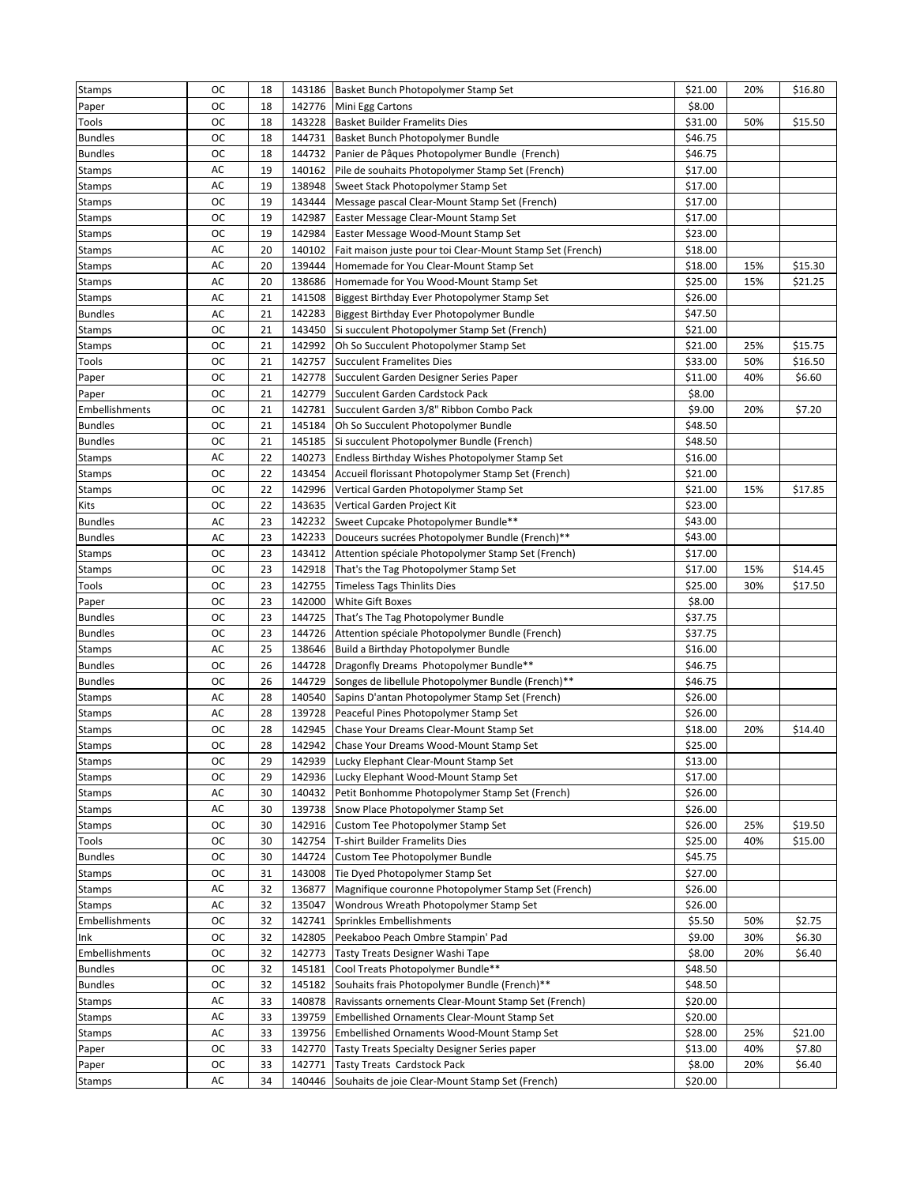| Stamps | OC | 18 | 143186 | Basket Bunch Photopolymer Stamp Set | $21.00 | 20% | $16.80 |
|---|---|---|---|---|---|---|---|
| Paper | OC | 18 | 142776 | Mini Egg Cartons | $8.00 | | |
| Tools | OC | 18 | 143228 | Basket Builder Framelits Dies | $31.00 | 50% | $15.50 |
| Bundles | OC | 18 | 144731 | Basket Bunch Photopolymer Bundle | $46.75 | | |
| Bundles | OC | 18 | 144732 | Panier de Pâques Photopolymer Bundle (French) | $46.75 | | |
| Stamps | AC | 19 | 140162 | Pile de souhaits Photopolymer Stamp Set (French) | $17.00 | | |
| Stamps | AC | 19 | 138948 | Sweet Stack Photopolymer Stamp Set | $17.00 | | |
| Stamps | OC | 19 | 143444 | Message pascal Clear-Mount Stamp Set (French) | $17.00 | | |
| Stamps | OC | 19 | 142987 | Easter Message Clear-Mount Stamp Set | $17.00 | | |
| Stamps | OC | 19 | 142984 | Easter Message Wood-Mount Stamp Set | $23.00 | | |
| Stamps | AC | 20 | 140102 | Fait maison juste pour toi Clear-Mount Stamp Set (French) | $18.00 | | |
| Stamps | AC | 20 | 139444 | Homemade for You Clear-Mount Stamp Set | $18.00 | 15% | $15.30 |
| Stamps | AC | 20 | 138686 | Homemade for You Wood-Mount Stamp Set | $25.00 | 15% | $21.25 |
| Stamps | AC | 21 | 141508 | Biggest Birthday Ever Photopolymer Stamp Set | $26.00 | | |
| Bundles | AC | 21 | 142283 | Biggest Birthday Ever Photopolymer Bundle | $47.50 | | |
| Stamps | OC | 21 | 143450 | Si succulent Photopolymer Stamp Set (French) | $21.00 | | |
| Stamps | OC | 21 | 142992 | Oh So Succulent Photopolymer Stamp Set | $21.00 | 25% | $15.75 |
| Tools | OC | 21 | 142757 | Succulent Framelites Dies | $33.00 | 50% | $16.50 |
| Paper | OC | 21 | 142778 | Succulent Garden Designer Series Paper | $11.00 | 40% | $6.60 |
| Paper | OC | 21 | 142779 | Succulent Garden Cardstock Pack | $8.00 | | |
| Embellishments | OC | 21 | 142781 | Succulent Garden 3/8" Ribbon Combo Pack | $9.00 | 20% | $7.20 |
| Bundles | OC | 21 | 145184 | Oh So Succulent Photopolymer Bundle | $48.50 | | |
| Bundles | OC | 21 | 145185 | Si succulent Photopolymer Bundle (French) | $48.50 | | |
| Stamps | AC | 22 | 140273 | Endless Birthday Wishes Photopolymer Stamp Set | $16.00 | | |
| Stamps | OC | 22 | 143454 | Accueil florissant Photopolymer Stamp Set (French) | $21.00 | | |
| Stamps | OC | 22 | 142996 | Vertical Garden Photopolymer Stamp Set | $21.00 | 15% | $17.85 |
| Kits | OC | 22 | 143635 | Vertical Garden Project Kit | $23.00 | | |
| Bundles | AC | 23 | 142232 | Sweet Cupcake Photopolymer Bundle** | $43.00 | | |
| Bundles | AC | 23 | 142233 | Douceurs sucrées Photopolymer Bundle (French)** | $43.00 | | |
| Stamps | OC | 23 | 143412 | Attention spéciale Photopolymer Stamp Set (French) | $17.00 | | |
| Stamps | OC | 23 | 142918 | That's the Tag Photopolymer Stamp Set | $17.00 | 15% | $14.45 |
| Tools | OC | 23 | 142755 | Timeless Tags Thinlits Dies | $25.00 | 30% | $17.50 |
| Paper | OC | 23 | 142000 | White Gift Boxes | $8.00 | | |
| Bundles | OC | 23 | 144725 | That's The Tag Photopolymer Bundle | $37.75 | | |
| Bundles | OC | 23 | 144726 | Attention spéciale Photopolymer Bundle (French) | $37.75 | | |
| Stamps | AC | 25 | 138646 | Build a Birthday Photopolymer Bundle | $16.00 | | |
| Bundles | OC | 26 | 144728 | Dragonfly Dreams Photopolymer Bundle** | $46.75 | | |
| Bundles | OC | 26 | 144729 | Songes de libellule Photopolymer Bundle (French)** | $46.75 | | |
| Stamps | AC | 28 | 140540 | Sapins D'antan Photopolymer Stamp Set (French) | $26.00 | | |
| Stamps | AC | 28 | 139728 | Peaceful Pines Photopolymer Stamp Set | $26.00 | | |
| Stamps | OC | 28 | 142945 | Chase Your Dreams Clear-Mount Stamp Set | $18.00 | 20% | $14.40 |
| Stamps | OC | 28 | 142942 | Chase Your Dreams Wood-Mount Stamp Set | $25.00 | | |
| Stamps | OC | 29 | 142939 | Lucky Elephant Clear-Mount Stamp Set | $13.00 | | |
| Stamps | OC | 29 | 142936 | Lucky Elephant Wood-Mount Stamp Set | $17.00 | | |
| Stamps | AC | 30 | 140432 | Petit Bonhomme Photopolymer Stamp Set (French) | $26.00 | | |
| Stamps | AC | 30 | 139738 | Snow Place Photopolymer Stamp Set | $26.00 | | |
| Stamps | OC | 30 | 142916 | Custom Tee Photopolymer Stamp Set | $26.00 | 25% | $19.50 |
| Tools | OC | 30 | 142754 | T-shirt Builder Framelits Dies | $25.00 | 40% | $15.00 |
| Bundles | OC | 30 | 144724 | Custom Tee Photopolymer Bundle | $45.75 | | |
| Stamps | OC | 31 | 143008 | Tie Dyed Photopolymer Stamp Set | $27.00 | | |
| Stamps | AC | 32 | 136877 | Magnifique couronne Photopolymer Stamp Set (French) | $26.00 | | |
| Stamps | AC | 32 | 135047 | Wondrous Wreath Photopolymer Stamp Set | $26.00 | | |
| Embellishments | OC | 32 | 142741 | Sprinkles Embellishments | $5.50 | 50% | $2.75 |
| Ink | OC | 32 | 142805 | Peekaboo Peach Ombre Stampin' Pad | $9.00 | 30% | $6.30 |
| Embellishments | OC | 32 | 142773 | Tasty Treats Designer Washi Tape | $8.00 | 20% | $6.40 |
| Bundles | OC | 32 | 145181 | Cool Treats Photopolymer Bundle** | $48.50 | | |
| Bundles | OC | 32 | 145182 | Souhaits frais Photopolymer Bundle (French)** | $48.50 | | |
| Stamps | AC | 33 | 140878 | Ravissants ornements Clear-Mount Stamp Set (French) | $20.00 | | |
| Stamps | AC | 33 | 139759 | Embellished Ornaments Clear-Mount Stamp Set | $20.00 | | |
| Stamps | AC | 33 | 139756 | Embellished Ornaments Wood-Mount Stamp Set | $28.00 | 25% | $21.00 |
| Paper | OC | 33 | 142770 | Tasty Treats Specialty Designer Series paper | $13.00 | 40% | $7.80 |
| Paper | OC | 33 | 142771 | Tasty Treats Cardstock Pack | $8.00 | 20% | $6.40 |
| Stamps | AC | 34 | 140446 | Souhaits de joie Clear-Mount Stamp Set (French) | $20.00 | | |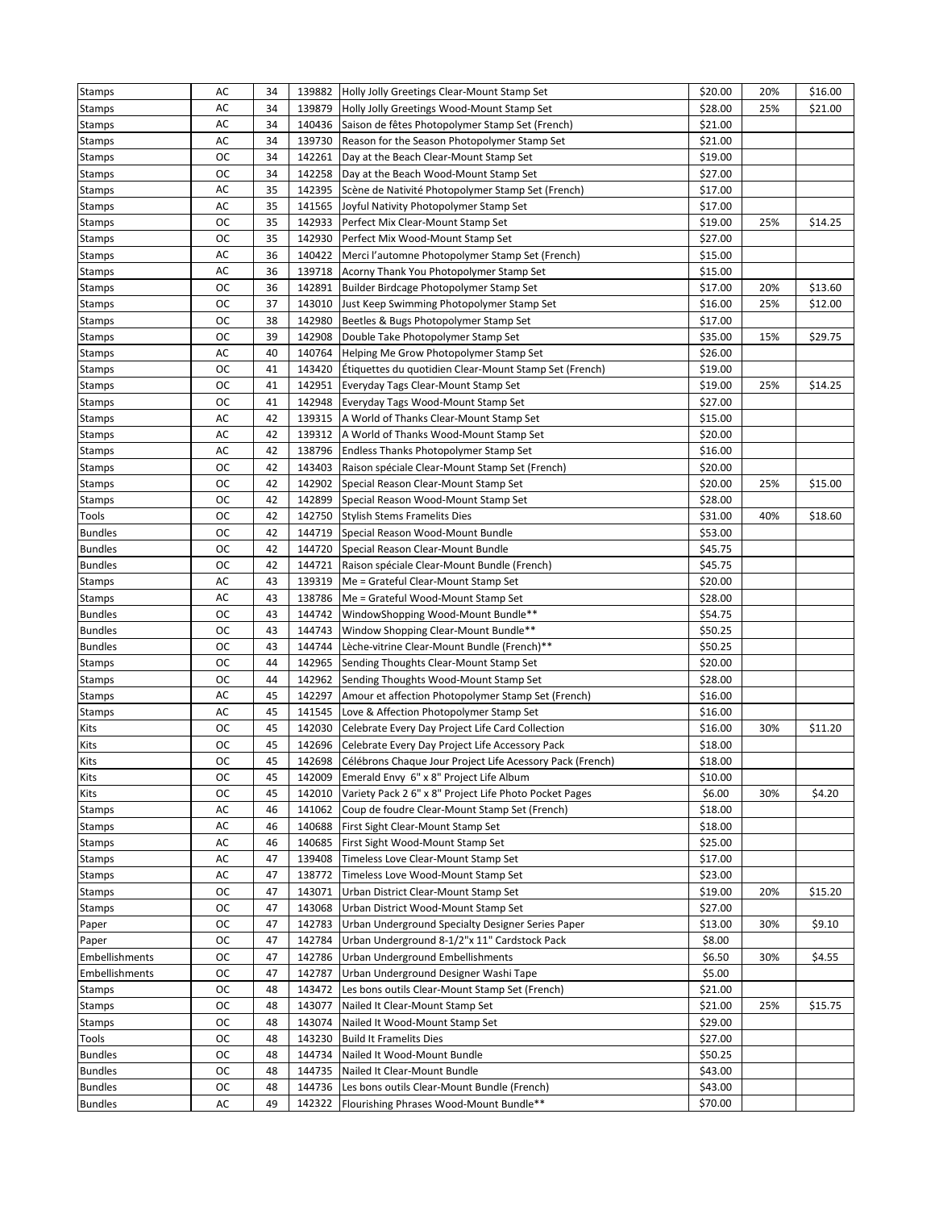| Stamps | AC | 34 | 139882 | Holly Jolly Greetings Clear-Mount Stamp Set | $20.00 | 20% | $16.00 |
|---|---|---|---|---|---|---|---|
| Stamps | AC | 34 | 139879 | Holly Jolly Greetings Wood-Mount Stamp Set | $28.00 | 25% | $21.00 |
| Stamps | AC | 34 | 140436 | Saison de fêtes Photopolymer Stamp Set (French) | $21.00 | | |
| Stamps | AC | 34 | 139730 | Reason for the Season Photopolymer Stamp Set | $21.00 | | |
| Stamps | OC | 34 | 142261 | Day at the Beach Clear-Mount Stamp Set | $19.00 | | |
| Stamps | OC | 34 | 142258 | Day at the Beach Wood-Mount Stamp Set | $27.00 | | |
| Stamps | AC | 35 | 142395 | Scène de Nativité Photopolymer Stamp Set (French) | $17.00 | | |
| Stamps | AC | 35 | 141565 | Joyful Nativity Photopolymer Stamp Set | $17.00 | | |
| Stamps | OC | 35 | 142933 | Perfect Mix Clear-Mount Stamp Set | $19.00 | 25% | $14.25 |
| Stamps | OC | 35 | 142930 | Perfect Mix Wood-Mount Stamp Set | $27.00 | | |
| Stamps | AC | 36 | 140422 | Merci l'automne Photopolymer Stamp Set (French) | $15.00 | | |
| Stamps | AC | 36 | 139718 | Acorny Thank You Photopolymer Stamp Set | $15.00 | | |
| Stamps | OC | 36 | 142891 | Builder Birdcage Photopolymer Stamp Set | $17.00 | 20% | $13.60 |
| Stamps | OC | 37 | 143010 | Just Keep Swimming Photopolymer Stamp Set | $16.00 | 25% | $12.00 |
| Stamps | OC | 38 | 142980 | Beetles & Bugs Photopolymer Stamp Set | $17.00 | | |
| Stamps | OC | 39 | 142908 | Double Take Photopolymer Stamp Set | $35.00 | 15% | $29.75 |
| Stamps | AC | 40 | 140764 | Helping Me Grow Photopolymer Stamp Set | $26.00 | | |
| Stamps | OC | 41 | 143420 | Étiquettes du quotidien Clear-Mount Stamp Set (French) | $19.00 | | |
| Stamps | OC | 41 | 142951 | Everyday Tags Clear-Mount Stamp Set | $19.00 | 25% | $14.25 |
| Stamps | OC | 41 | 142948 | Everyday Tags Wood-Mount Stamp Set | $27.00 | | |
| Stamps | AC | 42 | 139315 | A World of Thanks Clear-Mount Stamp Set | $15.00 | | |
| Stamps | AC | 42 | 139312 | A World of Thanks Wood-Mount Stamp Set | $20.00 | | |
| Stamps | AC | 42 | 138796 | Endless Thanks Photopolymer Stamp Set | $16.00 | | |
| Stamps | OC | 42 | 143403 | Raison spéciale Clear-Mount Stamp Set (French) | $20.00 | | |
| Stamps | OC | 42 | 142902 | Special Reason Clear-Mount Stamp Set | $20.00 | 25% | $15.00 |
| Stamps | OC | 42 | 142899 | Special Reason Wood-Mount Stamp Set | $28.00 | | |
| Tools | OC | 42 | 142750 | Stylish Stems Framelits Dies | $31.00 | 40% | $18.60 |
| Bundles | OC | 42 | 144719 | Special Reason Wood-Mount Bundle | $53.00 | | |
| Bundles | OC | 42 | 144720 | Special Reason Clear-Mount Bundle | $45.75 | | |
| Bundles | OC | 42 | 144721 | Raison spéciale Clear-Mount Bundle (French) | $45.75 | | |
| Stamps | AC | 43 | 139319 | Me = Grateful Clear-Mount Stamp Set | $20.00 | | |
| Stamps | AC | 43 | 138786 | Me = Grateful Wood-Mount Stamp Set | $28.00 | | |
| Bundles | OC | 43 | 144742 | WindowShopping Wood-Mount Bundle** | $54.75 | | |
| Bundles | OC | 43 | 144743 | Window Shopping Clear-Mount Bundle** | $50.25 | | |
| Bundles | OC | 43 | 144744 | Lèche-vitrine Clear-Mount Bundle (French)** | $50.25 | | |
| Stamps | OC | 44 | 142965 | Sending Thoughts Clear-Mount Stamp Set | $20.00 | | |
| Stamps | OC | 44 | 142962 | Sending Thoughts Wood-Mount Stamp Set | $28.00 | | |
| Stamps | AC | 45 | 142297 | Amour et affection Photopolymer Stamp Set (French) | $16.00 | | |
| Stamps | AC | 45 | 141545 | Love & Affection Photopolymer Stamp Set | $16.00 | | |
| Kits | OC | 45 | 142030 | Celebrate Every Day Project Life Card Collection | $16.00 | 30% | $11.20 |
| Kits | OC | 45 | 142696 | Celebrate Every Day Project Life Accessory Pack | $18.00 | | |
| Kits | OC | 45 | 142698 | Célébrons Chaque Jour Project Life Acessory Pack (French) | $18.00 | | |
| Kits | OC | 45 | 142009 | Emerald Envy 6" x 8" Project Life Album | $10.00 | | |
| Kits | OC | 45 | 142010 | Variety Pack 2 6" x 8" Project Life Photo Pocket Pages | $6.00 | 30% | $4.20 |
| Stamps | AC | 46 | 141062 | Coup de foudre Clear-Mount Stamp Set (French) | $18.00 | | |
| Stamps | AC | 46 | 140688 | First Sight Clear-Mount Stamp Set | $18.00 | | |
| Stamps | AC | 46 | 140685 | First Sight Wood-Mount Stamp Set | $25.00 | | |
| Stamps | AC | 47 | 139408 | Timeless Love Clear-Mount Stamp Set | $17.00 | | |
| Stamps | AC | 47 | 138772 | Timeless Love Wood-Mount Stamp Set | $23.00 | | |
| Stamps | OC | 47 | 143071 | Urban District Clear-Mount Stamp Set | $19.00 | 20% | $15.20 |
| Stamps | OC | 47 | 143068 | Urban District Wood-Mount Stamp Set | $27.00 | | |
| Paper | OC | 47 | 142783 | Urban Underground Specialty Designer Series Paper | $13.00 | 30% | $9.10 |
| Paper | OC | 47 | 142784 | Urban Underground 8-1/2"x 11" Cardstock Pack | $8.00 | | |
| Embellishments | OC | 47 | 142786 | Urban Underground Embellishments | $6.50 | 30% | $4.55 |
| Embellishments | OC | 47 | 142787 | Urban Underground Designer Washi Tape | $5.00 | | |
| Stamps | OC | 48 | 143472 | Les bons outils Clear-Mount Stamp Set (French) | $21.00 | | |
| Stamps | OC | 48 | 143077 | Nailed It Clear-Mount Stamp Set | $21.00 | 25% | $15.75 |
| Stamps | OC | 48 | 143074 | Nailed It Wood-Mount Stamp Set | $29.00 | | |
| Tools | OC | 48 | 143230 | Build It Framelits Dies | $27.00 | | |
| Bundles | OC | 48 | 144734 | Nailed It Wood-Mount Bundle | $50.25 | | |
| Bundles | OC | 48 | 144735 | Nailed It Clear-Mount Bundle | $43.00 | | |
| Bundles | OC | 48 | 144736 | Les bons outils Clear-Mount Bundle (French) | $43.00 | | |
| Bundles | AC | 49 | 142322 | Flourishing Phrases Wood-Mount Bundle** | $70.00 | | |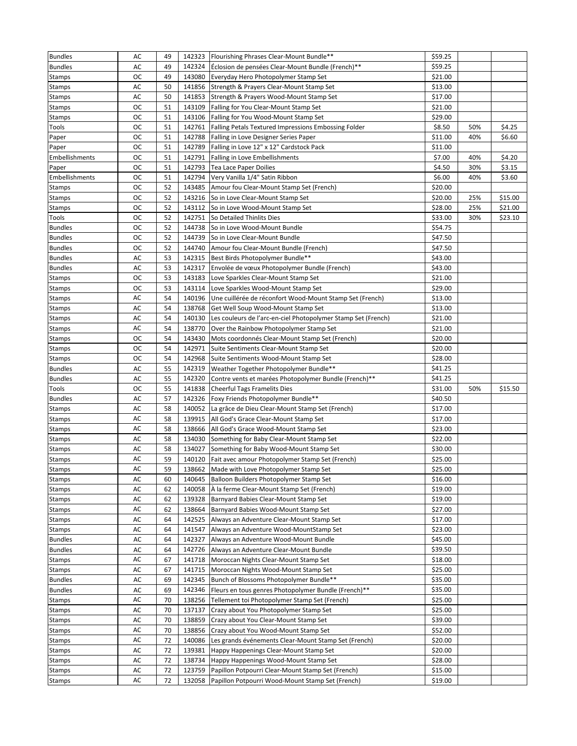| Bundles | AC | 49 | 142323 | Flourishing Phrases Clear-Mount Bundle** | $59.25 | | |
|---|---|---|---|---|---|---|---|
| Bundles | AC | 49 | 142324 | Éclosion de pensées Clear-Mount Bundle (French)** | $59.25 | | |
| Stamps | OC | 49 | 143080 | Everyday Hero Photopolymer Stamp Set | $21.00 | | |
| Stamps | AC | 50 | 141856 | Strength & Prayers Clear-Mount Stamp Set | $13.00 | | |
| Stamps | AC | 50 | 141853 | Strength & Prayers Wood-Mount Stamp Set | $17.00 | | |
| Stamps | OC | 51 | 143109 | Falling for You Clear-Mount Stamp Set | $21.00 | | |
| Stamps | OC | 51 | 143106 | Falling for You Wood-Mount Stamp Set | $29.00 | | |
| Tools | OC | 51 | 142761 | Falling Petals Textured Impressions Embossing Folder | $8.50 | 50% | $4.25 |
| Paper | OC | 51 | 142788 | Falling in Love Designer Series Paper | $11.00 | 40% | $6.60 |
| Paper | OC | 51 | 142789 | Falling in Love 12" x 12" Cardstock Pack | $11.00 | | |
| Embellishments | OC | 51 | 142791 | Falling in Love Embellishments | $7.00 | 40% | $4.20 |
| Paper | OC | 51 | 142793 | Tea Lace Paper Doilies | $4.50 | 30% | $3.15 |
| Embellishments | OC | 51 | 142794 | Very Vanilla 1/4" Satin Ribbon | $6.00 | 40% | $3.60 |
| Stamps | OC | 52 | 143485 | Amour fou Clear-Mount Stamp Set (French) | $20.00 | | |
| Stamps | OC | 52 | 143216 | So in Love Clear-Mount Stamp Set | $20.00 | 25% | $15.00 |
| Stamps | OC | 52 | 143112 | So in Love Wood-Mount Stamp Set | $28.00 | 25% | $21.00 |
| Tools | OC | 52 | 142751 | So Detailed Thinlits Dies | $33.00 | 30% | $23.10 |
| Bundles | OC | 52 | 144738 | So in Love Wood-Mount Bundle | $54.75 | | |
| Bundles | OC | 52 | 144739 | So in Love Clear-Mount Bundle | $47.50 | | |
| Bundles | OC | 52 | 144740 | Amour fou Clear-Mount Bundle (French) | $47.50 | | |
| Bundles | AC | 53 | 142315 | Best Birds Photopolymer Bundle** | $43.00 | | |
| Bundles | AC | 53 | 142317 | Envolée de vœux Photopolymer Bundle (French) | $43.00 | | |
| Stamps | OC | 53 | 143183 | Love Sparkles Clear-Mount Stamp Set | $21.00 | | |
| Stamps | OC | 53 | 143114 | Love Sparkles Wood-Mount Stamp Set | $29.00 | | |
| Stamps | AC | 54 | 140196 | Une cuillérée de réconfort Wood-Mount Stamp Set (French) | $13.00 | | |
| Stamps | AC | 54 | 138768 | Get Well Soup Wood-Mount Stamp Set | $13.00 | | |
| Stamps | AC | 54 | 140130 | Les couleurs de l'arc-en-ciel Photopolymer Stamp Set (French) | $21.00 | | |
| Stamps | AC | 54 | 138770 | Over the Rainbow Photopolymer Stamp Set | $21.00 | | |
| Stamps | OC | 54 | 143430 | Mots coordonnés Clear-Mount Stamp Set (French) | $20.00 | | |
| Stamps | OC | 54 | 142971 | Suite Sentiments Clear-Mount Stamp Set | $20.00 | | |
| Stamps | OC | 54 | 142968 | Suite Sentiments Wood-Mount Stamp Set | $28.00 | | |
| Bundles | AC | 55 | 142319 | Weather Together Photopolymer Bundle** | $41.25 | | |
| Bundles | AC | 55 | 142320 | Contre vents et marées Photopolymer Bundle (French)** | $41.25 | | |
| Tools | OC | 55 | 141838 | Cheerful Tags Framelits Dies | $31.00 | 50% | $15.50 |
| Bundles | AC | 57 | 142326 | Foxy Friends Photopolymer Bundle** | $40.50 | | |
| Stamps | AC | 58 | 140052 | La grâce de Dieu Clear-Mount Stamp Set (French) | $17.00 | | |
| Stamps | AC | 58 | 139915 | All God's Grace Clear-Mount Stamp Set | $17.00 | | |
| Stamps | AC | 58 | 138666 | All God's Grace Wood-Mount Stamp Set | $23.00 | | |
| Stamps | AC | 58 | 134030 | Something for Baby Clear-Mount Stamp Set | $22.00 | | |
| Stamps | AC | 58 | 134027 | Something for Baby Wood-Mount Stamp Set | $30.00 | | |
| Stamps | AC | 59 | 140120 | Fait avec amour Photopolymer Stamp Set (French) | $25.00 | | |
| Stamps | AC | 59 | 138662 | Made with Love Photopolymer Stamp Set | $25.00 | | |
| Stamps | AC | 60 | 140645 | Balloon Builders Photopolymer Stamp Set | $16.00 | | |
| Stamps | AC | 62 | 140058 | À la ferme Clear-Mount Stamp Set (French) | $19.00 | | |
| Stamps | AC | 62 | 139328 | Barnyard Babies Clear-Mount Stamp Set | $19.00 | | |
| Stamps | AC | 62 | 138664 | Barnyard Babies Wood-Mount Stamp Set | $27.00 | | |
| Stamps | AC | 64 | 142525 | Always an Adventure Clear-Mount Stamp Set | $17.00 | | |
| Stamps | AC | 64 | 141547 | Always an Adventure Wood-MountStamp Set | $23.00 | | |
| Bundles | AC | 64 | 142327 | Always an Adventure Wood-Mount Bundle | $45.00 | | |
| Bundles | AC | 64 | 142726 | Always an Adventure Clear-Mount Bundle | $39.50 | | |
| Stamps | AC | 67 | 141718 | Moroccan Nights Clear-Mount Stamp Set | $18.00 | | |
| Stamps | AC | 67 | 141715 | Moroccan Nights Wood-Mount Stamp Set | $25.00 | | |
| Bundles | AC | 69 | 142345 | Bunch of Blossoms Photopolymer Bundle** | $35.00 | | |
| Bundles | AC | 69 | 142346 | Fleurs en tous genres Photopolymer Bundle (French)** | $35.00 | | |
| Stamps | AC | 70 | 138256 | Tellement toi Photopolymer Stamp Set (French) | $25.00 | | |
| Stamps | AC | 70 | 137137 | Crazy about You Photopolymer Stamp Set | $25.00 | | |
| Stamps | AC | 70 | 138859 | Crazy about You Clear-Mount Stamp Set | $39.00 | | |
| Stamps | AC | 70 | 138856 | Crazy about You Wood-Mount Stamp Set | $52.00 | | |
| Stamps | AC | 72 | 140086 | Les grands événements Clear-Mount Stamp Set (French) | $20.00 | | |
| Stamps | AC | 72 | 139381 | Happy Happenings Clear-Mount Stamp Set | $20.00 | | |
| Stamps | AC | 72 | 138734 | Happy Happenings Wood-Mount Stamp Set | $28.00 | | |
| Stamps | AC | 72 | 123759 | Papillon Potpourri Clear-Mount Stamp Set (French) | $15.00 | | |
| Stamps | AC | 72 | 132058 | Papillon Potpourri Wood-Mount Stamp Set (French) | $19.00 | | |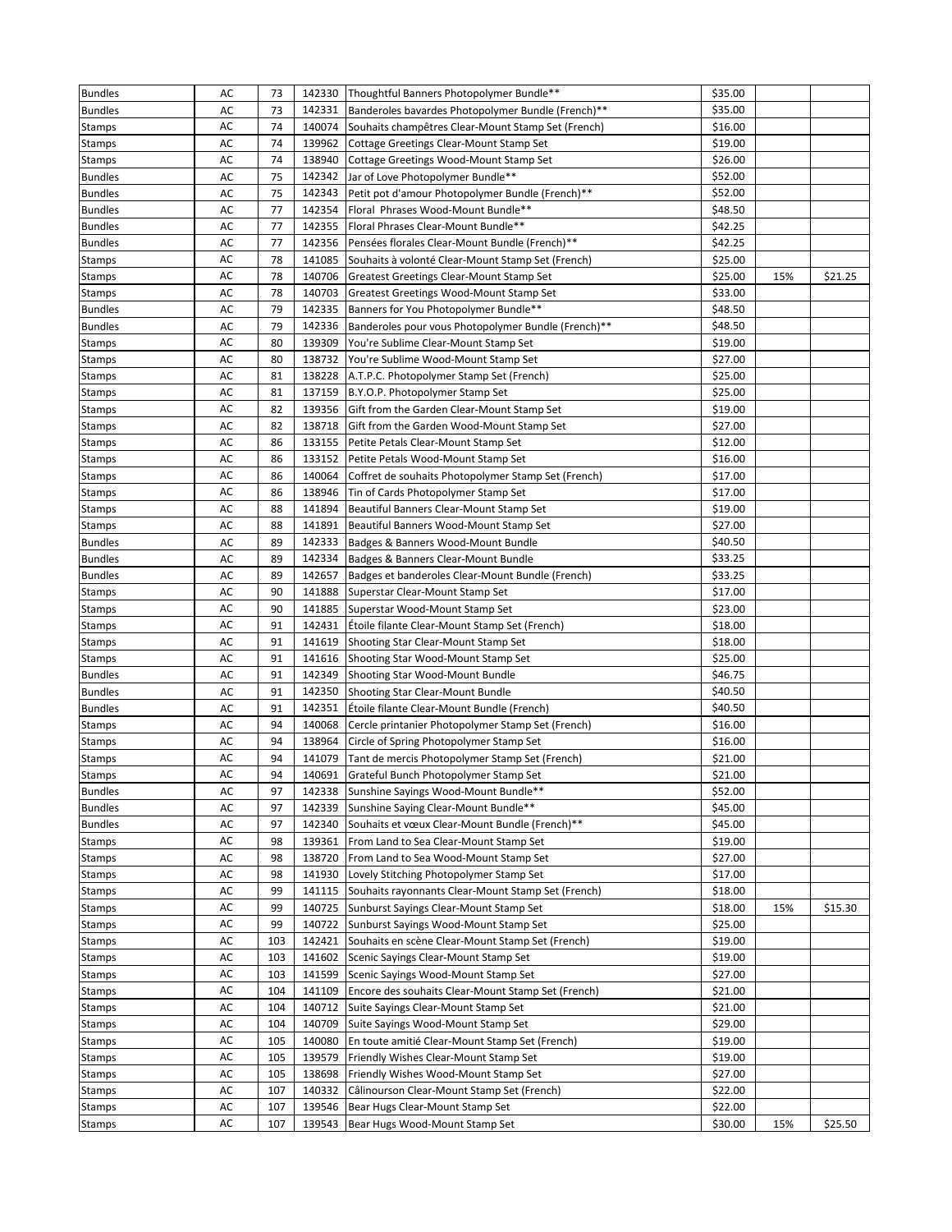| | | | | | | | |
|---|---|---|---|---|---|---|---|
| Bundles | AC | 73 | 142330 | Thoughtful Banners Photopolymer Bundle** | $35.00 | | |
| Bundles | AC | 73 | 142331 | Banderoles bavardes Photopolymer Bundle (French)** | $35.00 | | |
| Stamps | AC | 74 | 140074 | Souhaits champêtres Clear-Mount Stamp Set (French) | $16.00 | | |
| Stamps | AC | 74 | 139962 | Cottage Greetings Clear-Mount Stamp Set | $19.00 | | |
| Stamps | AC | 74 | 138940 | Cottage Greetings Wood-Mount Stamp Set | $26.00 | | |
| Bundles | AC | 75 | 142342 | Jar of Love Photopolymer Bundle** | $52.00 | | |
| Bundles | AC | 75 | 142343 | Petit pot d'amour Photopolymer Bundle (French)** | $52.00 | | |
| Bundles | AC | 77 | 142354 | Floral Phrases Wood-Mount Bundle** | $48.50 | | |
| Bundles | AC | 77 | 142355 | Floral Phrases Clear-Mount Bundle** | $42.25 | | |
| Bundles | AC | 77 | 142356 | Pensées florales Clear-Mount Bundle (French)** | $42.25 | | |
| Stamps | AC | 78 | 141085 | Souhaits à volonté Clear-Mount Stamp Set (French) | $25.00 | | |
| Stamps | AC | 78 | 140706 | Greatest Greetings Clear-Mount Stamp Set | $25.00 | 15% | $21.25 |
| Stamps | AC | 78 | 140703 | Greatest Greetings Wood-Mount Stamp Set | $33.00 | | |
| Bundles | AC | 79 | 142335 | Banners for You Photopolymer Bundle** | $48.50 | | |
| Bundles | AC | 79 | 142336 | Banderoles pour vous Photopolymer Bundle (French)** | $48.50 | | |
| Stamps | AC | 80 | 139309 | You're Sublime Clear-Mount Stamp Set | $19.00 | | |
| Stamps | AC | 80 | 138732 | You're Sublime Wood-Mount Stamp Set | $27.00 | | |
| Stamps | AC | 81 | 138228 | A.T.P.C. Photopolymer Stamp Set (French) | $25.00 | | |
| Stamps | AC | 81 | 137159 | B.Y.O.P. Photopolymer Stamp Set | $25.00 | | |
| Stamps | AC | 82 | 139356 | Gift from the Garden Clear-Mount Stamp Set | $19.00 | | |
| Stamps | AC | 82 | 138718 | Gift from the Garden Wood-Mount Stamp Set | $27.00 | | |
| Stamps | AC | 86 | 133155 | Petite Petals Clear-Mount Stamp Set | $12.00 | | |
| Stamps | AC | 86 | 133152 | Petite Petals Wood-Mount Stamp Set | $16.00 | | |
| Stamps | AC | 86 | 140064 | Coffret de souhaits Photopolymer Stamp Set (French) | $17.00 | | |
| Stamps | AC | 86 | 138946 | Tin of Cards Photopolymer Stamp Set | $17.00 | | |
| Stamps | AC | 88 | 141894 | Beautiful Banners Clear-Mount Stamp Set | $19.00 | | |
| Stamps | AC | 88 | 141891 | Beautiful Banners Wood-Mount Stamp Set | $27.00 | | |
| Bundles | AC | 89 | 142333 | Badges & Banners Wood-Mount Bundle | $40.50 | | |
| Bundles | AC | 89 | 142334 | Badges & Banners Clear-Mount Bundle | $33.25 | | |
| Bundles | AC | 89 | 142657 | Badges et banderoles Clear-Mount Bundle (French) | $33.25 | | |
| Stamps | AC | 90 | 141888 | Superstar Clear-Mount Stamp Set | $17.00 | | |
| Stamps | AC | 90 | 141885 | Superstar Wood-Mount Stamp Set | $23.00 | | |
| Stamps | AC | 91 | 142431 | Étoile filante Clear-Mount Stamp Set (French) | $18.00 | | |
| Stamps | AC | 91 | 141619 | Shooting Star Clear-Mount Stamp Set | $18.00 | | |
| Stamps | AC | 91 | 141616 | Shooting Star Wood-Mount Stamp Set | $25.00 | | |
| Bundles | AC | 91 | 142349 | Shooting Star Wood-Mount Bundle | $46.75 | | |
| Bundles | AC | 91 | 142350 | Shooting Star Clear-Mount Bundle | $40.50 | | |
| Bundles | AC | 91 | 142351 | Étoile filante Clear-Mount Bundle (French) | $40.50 | | |
| Stamps | AC | 94 | 140068 | Cercle printanier Photopolymer Stamp Set (French) | $16.00 | | |
| Stamps | AC | 94 | 138964 | Circle of Spring Photopolymer Stamp Set | $16.00 | | |
| Stamps | AC | 94 | 141079 | Tant de mercis Photopolymer Stamp Set (French) | $21.00 | | |
| Stamps | AC | 94 | 140691 | Grateful Bunch Photopolymer Stamp Set | $21.00 | | |
| Bundles | AC | 97 | 142338 | Sunshine Sayings Wood-Mount Bundle** | $52.00 | | |
| Bundles | AC | 97 | 142339 | Sunshine Saying Clear-Mount Bundle** | $45.00 | | |
| Bundles | AC | 97 | 142340 | Souhaits et vœux Clear-Mount Bundle (French)** | $45.00 | | |
| Stamps | AC | 98 | 139361 | From Land to Sea Clear-Mount Stamp Set | $19.00 | | |
| Stamps | AC | 98 | 138720 | From Land to Sea Wood-Mount Stamp Set | $27.00 | | |
| Stamps | AC | 98 | 141930 | Lovely Stitching Photopolymer Stamp Set | $17.00 | | |
| Stamps | AC | 99 | 141115 | Souhaits rayonnants Clear-Mount Stamp Set (French) | $18.00 | | |
| Stamps | AC | 99 | 140725 | Sunburst Sayings Clear-Mount Stamp Set | $18.00 | 15% | $15.30 |
| Stamps | AC | 99 | 140722 | Sunburst Sayings Wood-Mount Stamp Set | $25.00 | | |
| Stamps | AC | 103 | 142421 | Souhaits en scène Clear-Mount Stamp Set (French) | $19.00 | | |
| Stamps | AC | 103 | 141602 | Scenic Sayings Clear-Mount Stamp Set | $19.00 | | |
| Stamps | AC | 103 | 141599 | Scenic Sayings Wood-Mount Stamp Set | $27.00 | | |
| Stamps | AC | 104 | 141109 | Encore des souhaits Clear-Mount Stamp Set (French) | $21.00 | | |
| Stamps | AC | 104 | 140712 | Suite Sayings Clear-Mount Stamp Set | $21.00 | | |
| Stamps | AC | 104 | 140709 | Suite Sayings Wood-Mount Stamp Set | $29.00 | | |
| Stamps | AC | 105 | 140080 | En toute amitié Clear-Mount Stamp Set (French) | $19.00 | | |
| Stamps | AC | 105 | 139579 | Friendly Wishes Clear-Mount Stamp Set | $19.00 | | |
| Stamps | AC | 105 | 138698 | Friendly Wishes Wood-Mount Stamp Set | $27.00 | | |
| Stamps | AC | 107 | 140332 | Câlinourson Clear-Mount Stamp Set (French) | $22.00 | | |
| Stamps | AC | 107 | 139546 | Bear Hugs Clear-Mount Stamp Set | $22.00 | | |
| Stamps | AC | 107 | 139543 | Bear Hugs Wood-Mount Stamp Set | $30.00 | 15% | $25.50 |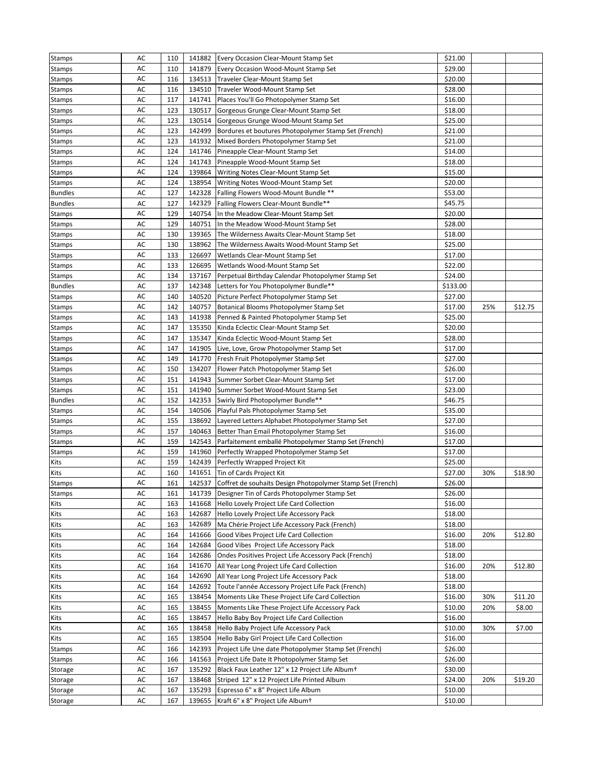| | | | | | | | |
|---|---|---|---|---|---|---|---|
| Stamps | AC | 110 | 141882 | Every Occasion Clear-Mount Stamp Set | $21.00 | | |
| Stamps | AC | 110 | 141879 | Every Occasion Wood-Mount Stamp Set | $29.00 | | |
| Stamps | AC | 116 | 134513 | Traveler Clear-Mount Stamp Set | $20.00 | | |
| Stamps | AC | 116 | 134510 | Traveler Wood-Mount Stamp Set | $28.00 | | |
| Stamps | AC | 117 | 141741 | Places You'll Go Photopolymer Stamp Set | $16.00 | | |
| Stamps | AC | 123 | 130517 | Gorgeous Grunge Clear-Mount Stamp Set | $18.00 | | |
| Stamps | AC | 123 | 130514 | Gorgeous Grunge Wood-Mount Stamp Set | $25.00 | | |
| Stamps | AC | 123 | 142499 | Bordures et boutures Photopolymer Stamp Set (French) | $21.00 | | |
| Stamps | AC | 123 | 141932 | Mixed Borders Photopolymer Stamp Set | $21.00 | | |
| Stamps | AC | 124 | 141746 | Pineapple Clear-Mount Stamp Set | $14.00 | | |
| Stamps | AC | 124 | 141743 | Pineapple Wood-Mount Stamp Set | $18.00 | | |
| Stamps | AC | 124 | 139864 | Writing Notes Clear-Mount Stamp Set | $15.00 | | |
| Stamps | AC | 124 | 138954 | Writing Notes Wood-Mount Stamp Set | $20.00 | | |
| Bundles | AC | 127 | 142328 | Falling Flowers Wood-Mount Bundle ** | $53.00 | | |
| Bundles | AC | 127 | 142329 | Falling Flowers Clear-Mount Bundle** | $45.75 | | |
| Stamps | AC | 129 | 140754 | In the Meadow Clear-Mount Stamp Set | $20.00 | | |
| Stamps | AC | 129 | 140751 | In the Meadow Wood-Mount Stamp Set | $28.00 | | |
| Stamps | AC | 130 | 139365 | The Wilderness Awaits Clear-Mount Stamp Set | $18.00 | | |
| Stamps | AC | 130 | 138962 | The Wilderness Awaits Wood-Mount Stamp Set | $25.00 | | |
| Stamps | AC | 133 | 126697 | Wetlands Clear-Mount Stamp Set | $17.00 | | |
| Stamps | AC | 133 | 126695 | Wetlands Wood-Mount Stamp Set | $22.00 | | |
| Stamps | AC | 134 | 137167 | Perpetual Birthday Calendar Photopolymer Stamp Set | $24.00 | | |
| Bundles | AC | 137 | 142348 | Letters for You Photopolymer Bundle** | $133.00 | | |
| Stamps | AC | 140 | 140520 | Picture Perfect Photopolymer Stamp Set | $27.00 | | |
| Stamps | AC | 142 | 140757 | Botanical Blooms Photopolymer Stamp Set | $17.00 | 25% | $12.75 |
| Stamps | AC | 143 | 141938 | Penned & Painted Photopolymer Stamp Set | $25.00 | | |
| Stamps | AC | 147 | 135350 | Kinda Eclectic Clear-Mount Stamp Set | $20.00 | | |
| Stamps | AC | 147 | 135347 | Kinda Eclectic Wood-Mount Stamp Set | $28.00 | | |
| Stamps | AC | 147 | 141905 | Live, Love, Grow Photopolymer Stamp Set | $17.00 | | |
| Stamps | AC | 149 | 141770 | Fresh Fruit Photopolymer Stamp Set | $27.00 | | |
| Stamps | AC | 150 | 134207 | Flower Patch Photopolymer Stamp Set | $26.00 | | |
| Stamps | AC | 151 | 141943 | Summer Sorbet Clear-Mount Stamp Set | $17.00 | | |
| Stamps | AC | 151 | 141940 | Summer Sorbet Wood-Mount Stamp Set | $23.00 | | |
| Bundles | AC | 152 | 142353 | Swirly Bird Photopolymer Bundle** | $46.75 | | |
| Stamps | AC | 154 | 140506 | Playful Pals Photopolymer Stamp Set | $35.00 | | |
| Stamps | AC | 155 | 138692 | Layered Letters Alphabet Photopolymer Stamp Set | $27.00 | | |
| Stamps | AC | 157 | 140463 | Better Than Email Photopolymer Stamp Set | $16.00 | | |
| Stamps | AC | 159 | 142543 | Parfaitement emballé Photopolymer Stamp Set (French) | $17.00 | | |
| Stamps | AC | 159 | 141960 | Perfectly Wrapped Photopolymer Stamp Set | $17.00 | | |
| Kits | AC | 159 | 142439 | Perfectly Wrapped Project Kit | $25.00 | | |
| Kits | AC | 160 | 141651 | Tin of Cards Project Kit | $27.00 | 30% | $18.90 |
| Stamps | AC | 161 | 142537 | Coffret de souhaits Design Photopolymer Stamp Set (French) | $26.00 | | |
| Stamps | AC | 161 | 141739 | Designer Tin of Cards Photopolymer Stamp Set | $26.00 | | |
| Kits | AC | 163 | 141668 | Hello Lovely Project Life Card Collection | $16.00 | | |
| Kits | AC | 163 | 142687 | Hello Lovely Project Life Accessory Pack | $18.00 | | |
| Kits | AC | 163 | 142689 | Ma Chérie Project Life Accessory Pack (French) | $18.00 | | |
| Kits | AC | 164 | 141666 | Good Vibes Project Life Card Collection | $16.00 | 20% | $12.80 |
| Kits | AC | 164 | 142684 | Good Vibes  Project Life Accessory Pack | $18.00 | | |
| Kits | AC | 164 | 142686 | Ondes Positives Project Life Accessory Pack (French) | $18.00 | | |
| Kits | AC | 164 | 141670 | All Year Long Project Life Card Collection | $16.00 | 20% | $12.80 |
| Kits | AC | 164 | 142690 | All Year Long Project Life Accessory Pack | $18.00 | | |
| Kits | AC | 164 | 142692 | Toute l'année Accessory Project Life Pack (French) | $18.00 | | |
| Kits | AC | 165 | 138454 | Moments Like These Project Life Card Collection | $16.00 | 30% | $11.20 |
| Kits | AC | 165 | 138455 | Moments Like These Project Life Accessory Pack | $10.00 | 20% | $8.00 |
| Kits | AC | 165 | 138457 | Hello Baby Boy Project Life Card Collection | $16.00 | | |
| Kits | AC | 165 | 138458 | Hello Baby Project Life Accessory Pack | $10.00 | 30% | $7.00 |
| Kits | AC | 165 | 138504 | Hello Baby Girl Project Life Card Collection | $16.00 | | |
| Stamps | AC | 166 | 142393 | Project Life Une date Photopolymer Stamp Set (French) | $26.00 | | |
| Stamps | AC | 166 | 141563 | Project Life Date It Photopolymer Stamp Set | $26.00 | | |
| Storage | AC | 167 | 135292 | Black Faux Leather 12" x 12 Project Life Album† | $30.00 | | |
| Storage | AC | 167 | 138468 | Striped  12" x 12 Project Life Printed Album | $24.00 | 20% | $19.20 |
| Storage | AC | 167 | 135293 | Espresso 6" x 8" Project Life Album | $10.00 | | |
| Storage | AC | 167 | 139655 | Kraft 6" x 8" Project Life Album† | $10.00 | | |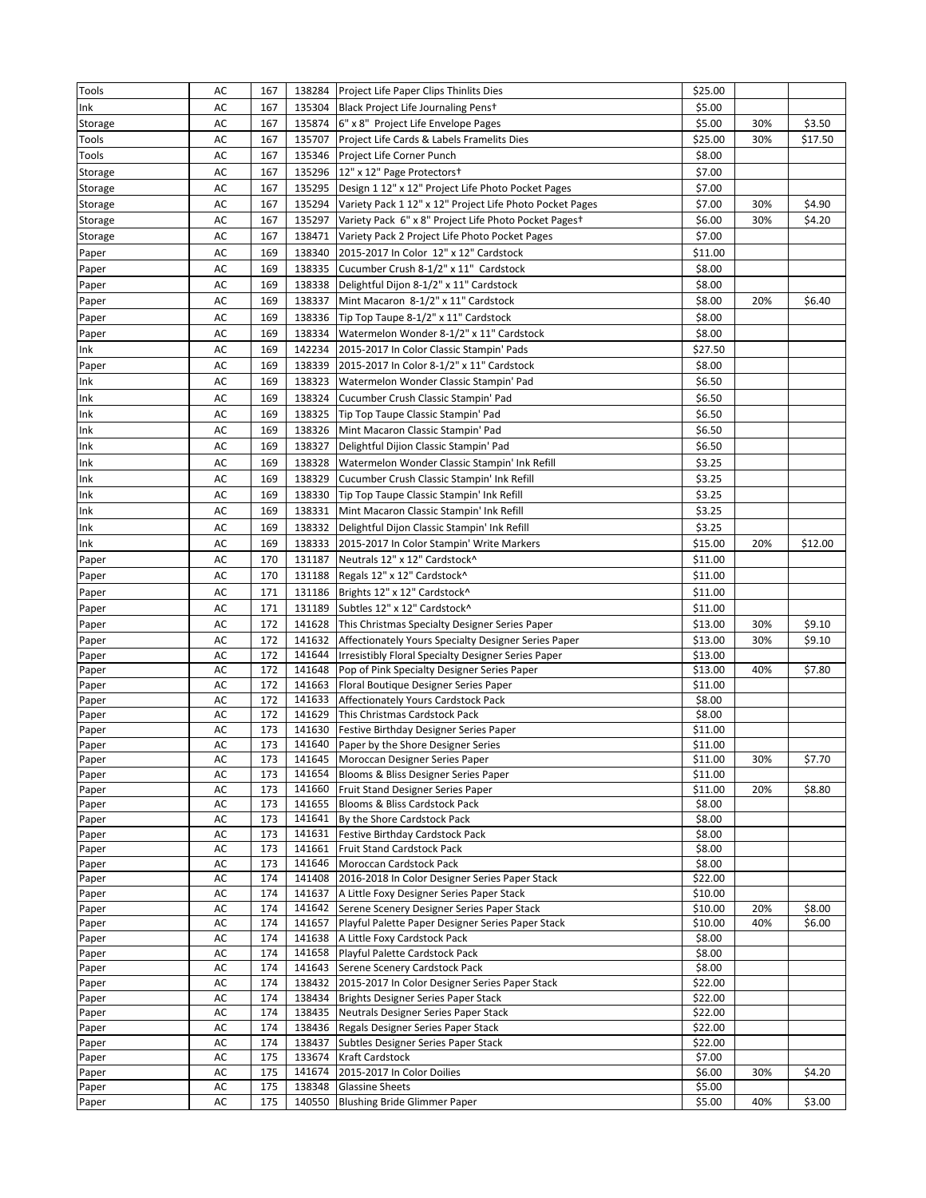| | | | | | | | |
|---|---|---|---|---|---|---|---|
| Tools | AC | 167 | 138284 | Project Life Paper Clips Thinlits Dies | $25.00 | | |
| Ink | AC | 167 | 135304 | Black Project Life Journaling Pens† | $5.00 | | |
| Storage | AC | 167 | 135874 | 6" x 8" Project Life Envelope Pages | $5.00 | 30% | $3.50 |
| Tools | AC | 167 | 135707 | Project Life Cards & Labels Framelits Dies | $25.00 | 30% | $17.50 |
| Tools | AC | 167 | 135346 | Project Life Corner Punch | $8.00 | | |
| Storage | AC | 167 | 135296 | 12" x 12" Page Protectors† | $7.00 | | |
| Storage | AC | 167 | 135295 | Design 1 12" x 12" Project Life Photo Pocket Pages | $7.00 | | |
| Storage | AC | 167 | 135294 | Variety Pack 1 12" x 12" Project Life Photo Pocket Pages | $7.00 | 30% | $4.90 |
| Storage | AC | 167 | 135297 | Variety Pack 6" x 8" Project Life Photo Pocket Pages† | $6.00 | 30% | $4.20 |
| Storage | AC | 167 | 138471 | Variety Pack 2 Project Life Photo Pocket Pages | $7.00 | | |
| Paper | AC | 169 | 138340 | 2015-2017 In Color 12" x 12" Cardstock | $11.00 | | |
| Paper | AC | 169 | 138335 | Cucumber Crush 8-1/2" x 11" Cardstock | $8.00 | | |
| Paper | AC | 169 | 138338 | Delightful Dijon 8-1/2" x 11" Cardstock | $8.00 | | |
| Paper | AC | 169 | 138337 | Mint Macaron 8-1/2" x 11" Cardstock | $8.00 | 20% | $6.40 |
| Paper | AC | 169 | 138336 | Tip Top Taupe 8-1/2" x 11" Cardstock | $8.00 | | |
| Paper | AC | 169 | 138334 | Watermelon Wonder 8-1/2" x 11" Cardstock | $8.00 | | |
| Ink | AC | 169 | 142234 | 2015-2017 In Color Classic Stampin' Pads | $27.50 | | |
| Paper | AC | 169 | 138339 | 2015-2017 In Color 8-1/2" x 11" Cardstock | $8.00 | | |
| Ink | AC | 169 | 138323 | Watermelon Wonder Classic Stampin' Pad | $6.50 | | |
| Ink | AC | 169 | 138324 | Cucumber Crush Classic Stampin' Pad | $6.50 | | |
| Ink | AC | 169 | 138325 | Tip Top Taupe Classic Stampin' Pad | $6.50 | | |
| Ink | AC | 169 | 138326 | Mint Macaron Classic Stampin' Pad | $6.50 | | |
| Ink | AC | 169 | 138327 | Delightful Dijion Classic Stampin' Pad | $6.50 | | |
| Ink | AC | 169 | 138328 | Watermelon Wonder Classic Stampin' Ink Refill | $3.25 | | |
| Ink | AC | 169 | 138329 | Cucumber Crush Classic Stampin' Ink Refill | $3.25 | | |
| Ink | AC | 169 | 138330 | Tip Top Taupe Classic Stampin' Ink Refill | $3.25 | | |
| Ink | AC | 169 | 138331 | Mint Macaron Classic Stampin' Ink Refill | $3.25 | | |
| Ink | AC | 169 | 138332 | Delightful Dijon Classic Stampin' Ink Refill | $3.25 | | |
| Ink | AC | 169 | 138333 | 2015-2017 In Color Stampin' Write Markers | $15.00 | 20% | $12.00 |
| Paper | AC | 170 | 131187 | Neutrals 12" x 12" Cardstock^ | $11.00 | | |
| Paper | AC | 170 | 131188 | Regals 12" x 12" Cardstock^ | $11.00 | | |
| Paper | AC | 171 | 131186 | Brights 12" x 12" Cardstock^ | $11.00 | | |
| Paper | AC | 171 | 131189 | Subtles 12" x 12" Cardstock^ | $11.00 | | |
| Paper | AC | 172 | 141628 | This Christmas Specialty Designer Series Paper | $13.00 | 30% | $9.10 |
| Paper | AC | 172 | 141632 | Affectionately Yours Specialty Designer Series Paper | $13.00 | 30% | $9.10 |
| Paper | AC | 172 | 141644 | Irresistibly Floral Specialty Designer Series Paper | $13.00 | | |
| Paper | AC | 172 | 141648 | Pop of Pink Specialty Designer Series Paper | $13.00 | 40% | $7.80 |
| Paper | AC | 172 | 141663 | Floral Boutique Designer Series Paper | $11.00 | | |
| Paper | AC | 172 | 141633 | Affectionately Yours Cardstock Pack | $8.00 | | |
| Paper | AC | 172 | 141629 | This Christmas Cardstock Pack | $8.00 | | |
| Paper | AC | 173 | 141630 | Festive Birthday Designer Series Paper | $11.00 | | |
| Paper | AC | 173 | 141640 | Paper by the Shore Designer Series | $11.00 | | |
| Paper | AC | 173 | 141645 | Moroccan Designer Series Paper | $11.00 | 30% | $7.70 |
| Paper | AC | 173 | 141654 | Blooms & Bliss Designer Series Paper | $11.00 | | |
| Paper | AC | 173 | 141660 | Fruit Stand Designer Series Paper | $11.00 | 20% | $8.80 |
| Paper | AC | 173 | 141655 | Blooms & Bliss Cardstock Pack | $8.00 | | |
| Paper | AC | 173 | 141641 | By the Shore Cardstock Pack | $8.00 | | |
| Paper | AC | 173 | 141631 | Festive Birthday Cardstock Pack | $8.00 | | |
| Paper | AC | 173 | 141661 | Fruit Stand Cardstock Pack | $8.00 | | |
| Paper | AC | 173 | 141646 | Moroccan Cardstock Pack | $8.00 | | |
| Paper | AC | 174 | 141408 | 2016-2018 In Color Designer Series Paper Stack | $22.00 | | |
| Paper | AC | 174 | 141637 | A Little Foxy Designer Series Paper Stack | $10.00 | | |
| Paper | AC | 174 | 141642 | Serene Scenery Designer Series Paper Stack | $10.00 | 20% | $8.00 |
| Paper | AC | 174 | 141657 | Playful Palette Paper Designer Series Paper Stack | $10.00 | 40% | $6.00 |
| Paper | AC | 174 | 141638 | A Little Foxy Cardstock Pack | $8.00 | | |
| Paper | AC | 174 | 141658 | Playful Palette Cardstock Pack | $8.00 | | |
| Paper | AC | 174 | 141643 | Serene Scenery Cardstock Pack | $8.00 | | |
| Paper | AC | 174 | 138432 | 2015-2017 In Color Designer Series Paper Stack | $22.00 | | |
| Paper | AC | 174 | 138434 | Brights Designer Series Paper Stack | $22.00 | | |
| Paper | AC | 174 | 138435 | Neutrals Designer Series Paper Stack | $22.00 | | |
| Paper | AC | 174 | 138436 | Regals Designer Series Paper Stack | $22.00 | | |
| Paper | AC | 174 | 138437 | Subtles Designer Series Paper Stack | $22.00 | | |
| Paper | AC | 175 | 133674 | Kraft Cardstock | $7.00 | | |
| Paper | AC | 175 | 141674 | 2015-2017 In Color Doilies | $6.00 | 30% | $4.20 |
| Paper | AC | 175 | 138348 | Glassine Sheets | $5.00 | | |
| Paper | AC | 175 | 140550 | Blushing Bride Glimmer Paper | $5.00 | 40% | $3.00 |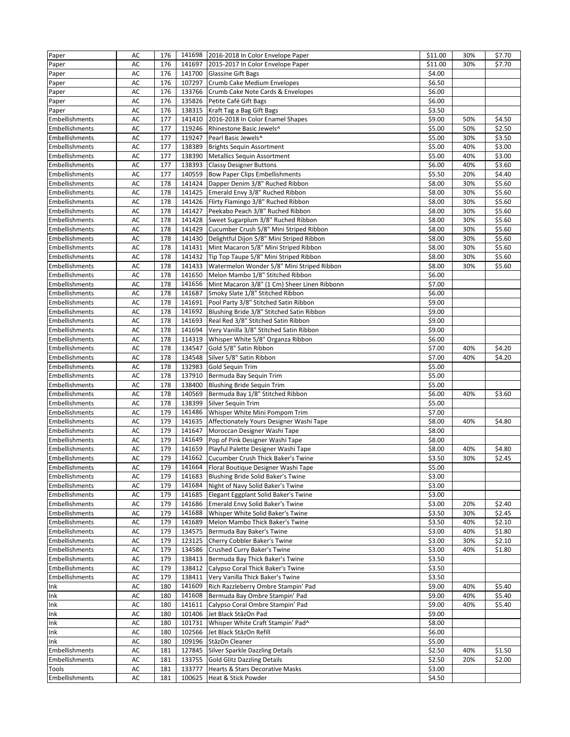| Paper | AC | 176 | 141698 | 2016-2018 In Color Envelope Paper | $11.00 | 30% | $7.70 |
|---|---|---|---|---|---|---|---|
| Paper | AC | 176 | 141697 | 2015-2017 In Color Envelope Paper | $11.00 | 30% | $7.70 |
| Paper | AC | 176 | 141700 | Glassine Gift Bags | $4.00 | | |
| Paper | AC | 176 | 107297 | Crumb Cake Medium Envelopes | $6.50 | | |
| Paper | AC | 176 | 133766 | Crumb Cake Note Cards & Envelopes | $6.00 | | |
| Paper | AC | 176 | 135826 | Petite Café Gift Bags | $6.00 | | |
| Paper | AC | 176 | 138315 | Kraft Tag a Bag Gift Bags | $3.50 | | |
| Embellishments | AC | 177 | 141410 | 2016-2018 In Color Enamel Shapes | $9.00 | 50% | $4.50 |
| Embellishments | AC | 177 | 119246 | Rhinestone Basic Jewels^ | $5.00 | 50% | $2.50 |
| Embellishments | AC | 177 | 119247 | Pearl Basic Jewels^ | $5.00 | 30% | $3.50 |
| Embellishments | AC | 177 | 138389 | Brights Sequin Assortment | $5.00 | 40% | $3.00 |
| Embellishments | AC | 177 | 138390 | Metallics Sequin Assortment | $5.00 | 40% | $3.00 |
| Embellishments | AC | 177 | 138393 | Classy Designer Buttons | $6.00 | 40% | $3.60 |
| Embellishments | AC | 177 | 140559 | Bow Paper Clips Embellishments | $5.50 | 20% | $4.40 |
| Embellishments | AC | 178 | 141424 | Dapper Denim 3/8" Ruched Ribbon | $8.00 | 30% | $5.60 |
| Embellishments | AC | 178 | 141425 | Emerald Envy 3/8" Ruched Ribbon | $8.00 | 30% | $5.60 |
| Embellishments | AC | 178 | 141426 | Flirty Flamingo 3/8" Ruched Ribbon | $8.00 | 30% | $5.60 |
| Embellishments | AC | 178 | 141427 | Peekabo Peach 3/8" Ruched Ribbon | $8.00 | 30% | $5.60 |
| Embellishments | AC | 178 | 141428 | Sweet Sugarplum 3/8" Ruched Ribbon | $8.00 | 30% | $5.60 |
| Embellishments | AC | 178 | 141429 | Cucumber Crush 5/8" Mini Striped Ribbon | $8.00 | 30% | $5.60 |
| Embellishments | AC | 178 | 141430 | Delightful Dijon 5/8" Mini Striped Ribbon | $8.00 | 30% | $5.60 |
| Embellishments | AC | 178 | 141431 | Mint Macaron 5/8" Mini Striped Ribbon | $8.00 | 30% | $5.60 |
| Embellishments | AC | 178 | 141432 | Tip Top Taupe 5/8" Mini Striped Ribbon | $8.00 | 30% | $5.60 |
| Embellishments | AC | 178 | 141433 | Watermelon Wonder 5/8" Mini Striped Ribbon | $8.00 | 30% | $5.60 |
| Embellishments | AC | 178 | 141650 | Melon Mambo 1/8" Stitched Ribbon | $6.00 | | |
| Embellishments | AC | 178 | 141656 | Mint Macaron 3/8" (1 Cm) Sheer Linen Ribbonn | $7.00 | | |
| Embellishments | AC | 178 | 141687 | Smoky Slate 1/8" Stitched Ribbon | $6.00 | | |
| Embellishments | AC | 178 | 141691 | Pool Party 3/8" Stitched Satin Ribbon | $9.00 | | |
| Embellishments | AC | 178 | 141692 | Blushing Bride 3/8" Stitched Satin Ribbon | $9.00 | | |
| Embellishments | AC | 178 | 141693 | Real Red 3/8" Stitched Satin Ribbon | $9.00 | | |
| Embellishments | AC | 178 | 141694 | Very Vanilla 3/8" Stitched Satin Ribbon | $9.00 | | |
| Embellishments | AC | 178 | 114319 | Whisper White 5/8" Organza Ribbon | $6.00 | | |
| Embellishments | AC | 178 | 134547 | Gold 5/8" Satin Ribbon | $7.00 | 40% | $4.20 |
| Embellishments | AC | 178 | 134548 | Silver 5/8" Satin Ribbon | $7.00 | 40% | $4.20 |
| Embellishments | AC | 178 | 132983 | Gold Sequin Trim | $5.00 | | |
| Embellishments | AC | 178 | 137910 | Bermuda Bay Sequin Trim | $5.00 | | |
| Embellishments | AC | 178 | 138400 | Blushing Bride Sequin Trim | $5.00 | | |
| Embellishments | AC | 178 | 140569 | Bermuda Bay 1/8" Stitched Ribbon | $6.00 | 40% | $3.60 |
| Embellishments | AC | 178 | 138399 | Silver Sequin Trim | $5.00 | | |
| Embellishments | AC | 179 | 141486 | Whisper White Mini Pompom Trim | $7.00 | | |
| Embellishments | AC | 179 | 141635 | Affectionately Yours Designer Washi Tape | $8.00 | 40% | $4.80 |
| Embellishments | AC | 179 | 141647 | Moroccan Designer Washi Tape | $8.00 | | |
| Embellishments | AC | 179 | 141649 | Pop of Pink Designer Washi Tape | $8.00 | | |
| Embellishments | AC | 179 | 141659 | Playful Palette Designer Washi Tape | $8.00 | 40% | $4.80 |
| Embellishments | AC | 179 | 141662 | Cucumber Crush Thick Baker's Twine | $3.50 | 30% | $2.45 |
| Embellishments | AC | 179 | 141664 | Floral Boutique Designer Washi Tape | $5.00 | | |
| Embellishments | AC | 179 | 141683 | Blushing Bride Solid Baker's Twine | $3.00 | | |
| Embellishments | AC | 179 | 141684 | Night of Navy Solid Baker's Twine | $3.00 | | |
| Embellishments | AC | 179 | 141685 | Elegant Eggplant Solid Baker's Twine | $3.00 | | |
| Embellishments | AC | 179 | 141686 | Emerald Envy Solid Baker's Twine | $3.00 | 20% | $2.40 |
| Embellishments | AC | 179 | 141688 | Whisper White Solid Baker's Twine | $3.50 | 30% | $2.45 |
| Embellishments | AC | 179 | 141689 | Melon Mambo Thick Baker's Twine | $3.50 | 40% | $2.10 |
| Embellishments | AC | 179 | 134575 | Bermuda Bay Baker's Twine | $3.00 | 40% | $1.80 |
| Embellishments | AC | 179 | 123125 | Cherry Cobbler Baker's Twine | $3.00 | 30% | $2.10 |
| Embellishments | AC | 179 | 134586 | Crushed Curry Baker's Twine | $3.00 | 40% | $1.80 |
| Embellishments | AC | 179 | 138413 | Bermuda Bay Thick Baker's Twine | $3.50 | | |
| Embellishments | AC | 179 | 138412 | Calypso Coral Thick Baker's Twine | $3.50 | | |
| Embellishments | AC | 179 | 138411 | Very Vanilla Thick Baker's Twine | $3.50 | | |
| Ink | AC | 180 | 141609 | Rich Razzleberry Ombre Stampin' Pad | $9.00 | 40% | $5.40 |
| Ink | AC | 180 | 141608 | Bermuda Bay Ombre Stampin' Pad | $9.00 | 40% | $5.40 |
| Ink | AC | 180 | 141611 | Calypso Coral Ombre Stampin' Pad | $9.00 | 40% | $5.40 |
| Ink | AC | 180 | 101406 | Jet Black StāzOn Pad | $9.00 | | |
| Ink | AC | 180 | 101731 | Whisper White Craft Stampin' Pad^ | $8.00 | | |
| Ink | AC | 180 | 102566 | Jet Black StāzOn Refill | $6.00 | | |
| Ink | AC | 180 | 109196 | StāzOn Cleaner | $5.00 | | |
| Embellishments | AC | 181 | 127845 | Silver Sparkle Dazzling Details | $2.50 | 40% | $1.50 |
| Embellishments | AC | 181 | 133755 | Gold Glitz Dazzling Details | $2.50 | 20% | $2.00 |
| Tools | AC | 181 | 133777 | Hearts & Stars Decorative Masks | $3.00 | | |
| Embellishments | AC | 181 | 100625 | Heat & Stick Powder | $4.50 | | |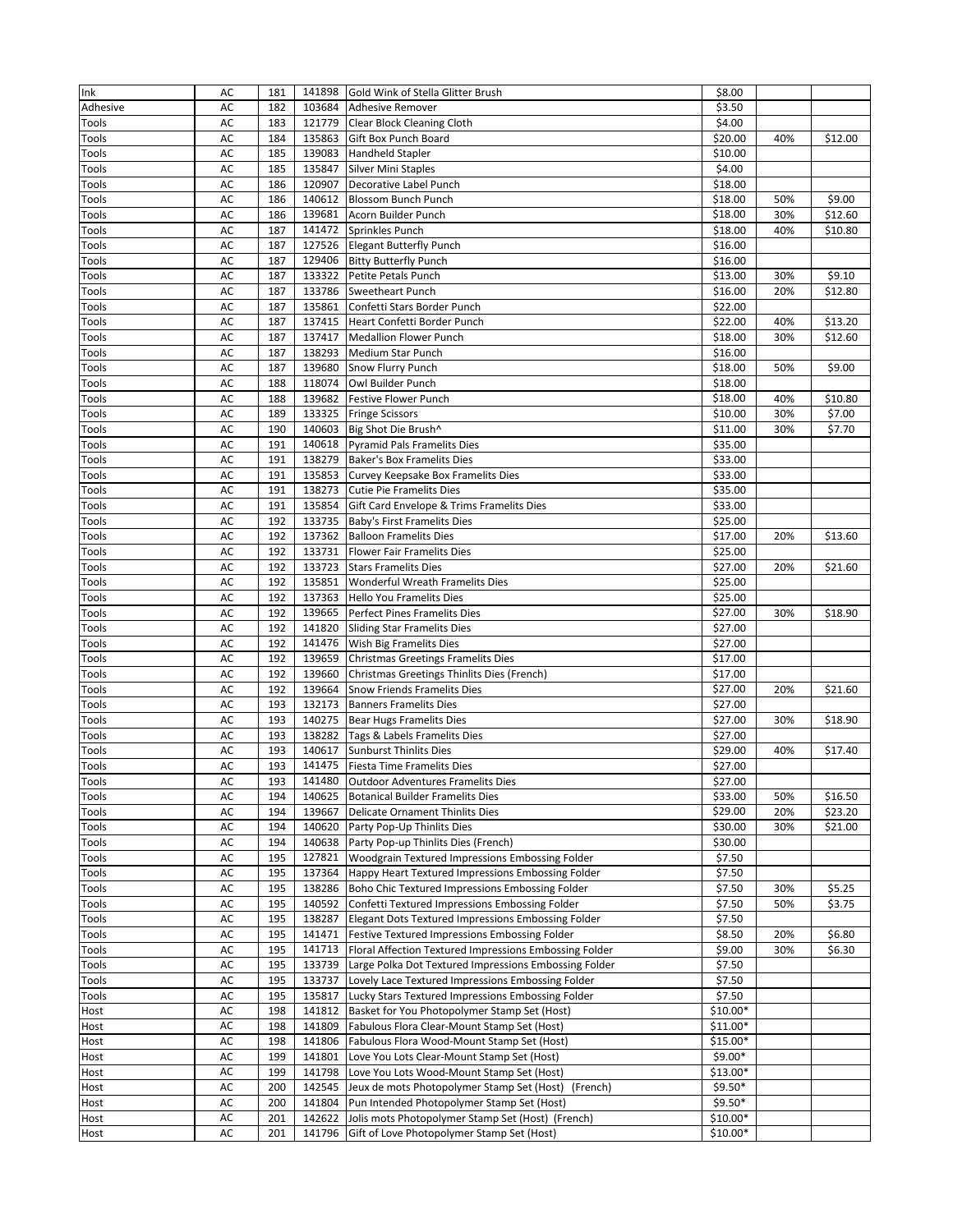| Ink | AC | 181 | 141898 | Gold Wink of Stella Glitter Brush | $8.00 | | |
|---|---|---|---|---|---|---|---|
| Adhesive | AC | 182 | 103684 | Adhesive Remover | $3.50 | | |
| Tools | AC | 183 | 121779 | Clear Block Cleaning Cloth | $4.00 | | |
| Tools | AC | 184 | 135863 | Gift Box Punch Board | $20.00 | 40% | $12.00 |
| Tools | AC | 185 | 139083 | Handheld Stapler | $10.00 | | |
| Tools | AC | 185 | 135847 | Silver Mini Staples | $4.00 | | |
| Tools | AC | 186 | 120907 | Decorative Label Punch | $18.00 | | |
| Tools | AC | 186 | 140612 | Blossom Bunch Punch | $18.00 | 50% | $9.00 |
| Tools | AC | 186 | 139681 | Acorn Builder Punch | $18.00 | 30% | $12.60 |
| Tools | AC | 187 | 141472 | Sprinkles Punch | $18.00 | 40% | $10.80 |
| Tools | AC | 187 | 127526 | Elegant Butterfly Punch | $16.00 | | |
| Tools | AC | 187 | 129406 | Bitty Butterfly Punch | $16.00 | | |
| Tools | AC | 187 | 133322 | Petite Petals Punch | $13.00 | 30% | $9.10 |
| Tools | AC | 187 | 133786 | Sweetheart Punch | $16.00 | 20% | $12.80 |
| Tools | AC | 187 | 135861 | Confetti Stars Border Punch | $22.00 | | |
| Tools | AC | 187 | 137415 | Heart Confetti Border Punch | $22.00 | 40% | $13.20 |
| Tools | AC | 187 | 137417 | Medallion Flower Punch | $18.00 | 30% | $12.60 |
| Tools | AC | 187 | 138293 | Medium Star Punch | $16.00 | | |
| Tools | AC | 187 | 139680 | Snow Flurry Punch | $18.00 | 50% | $9.00 |
| Tools | AC | 188 | 118074 | Owl Builder Punch | $18.00 | | |
| Tools | AC | 188 | 139682 | Festive Flower Punch | $18.00 | 40% | $10.80 |
| Tools | AC | 189 | 133325 | Fringe Scissors | $10.00 | 30% | $7.00 |
| Tools | AC | 190 | 140603 | Big Shot Die Brush^ | $11.00 | 30% | $7.70 |
| Tools | AC | 191 | 140618 | Pyramid Pals Framelits Dies | $35.00 | | |
| Tools | AC | 191 | 138279 | Baker's Box Framelits Dies | $33.00 | | |
| Tools | AC | 191 | 135853 | Curvey Keepsake Box Framelits Dies | $33.00 | | |
| Tools | AC | 191 | 138273 | Cutie Pie Framelits Dies | $35.00 | | |
| Tools | AC | 191 | 135854 | Gift Card Envelope & Trims Framelits Dies | $33.00 | | |
| Tools | AC | 192 | 133735 | Baby's First Framelits Dies | $25.00 | | |
| Tools | AC | 192 | 137362 | Balloon Framelits Dies | $17.00 | 20% | $13.60 |
| Tools | AC | 192 | 133731 | Flower Fair Framelits Dies | $25.00 | | |
| Tools | AC | 192 | 133723 | Stars Framelits Dies | $27.00 | 20% | $21.60 |
| Tools | AC | 192 | 135851 | Wonderful Wreath Framelits Dies | $25.00 | | |
| Tools | AC | 192 | 137363 | Hello You Framelits Dies | $25.00 | | |
| Tools | AC | 192 | 139665 | Perfect Pines Framelits Dies | $27.00 | 30% | $18.90 |
| Tools | AC | 192 | 141820 | Sliding Star Framelits Dies | $27.00 | | |
| Tools | AC | 192 | 141476 | Wish Big Framelits Dies | $27.00 | | |
| Tools | AC | 192 | 139659 | Christmas Greetings Framelits Dies | $17.00 | | |
| Tools | AC | 192 | 139660 | Christmas Greetings Thinlits Dies (French) | $17.00 | | |
| Tools | AC | 192 | 139664 | Snow Friends Framelits Dies | $27.00 | 20% | $21.60 |
| Tools | AC | 193 | 132173 | Banners Framelits Dies | $27.00 | | |
| Tools | AC | 193 | 140275 | Bear Hugs Framelits Dies | $27.00 | 30% | $18.90 |
| Tools | AC | 193 | 138282 | Tags & Labels Framelits Dies | $27.00 | | |
| Tools | AC | 193 | 140617 | Sunburst Thinlits Dies | $29.00 | 40% | $17.40 |
| Tools | AC | 193 | 141475 | Fiesta Time Framelits Dies | $27.00 | | |
| Tools | AC | 193 | 141480 | Outdoor Adventures Framelits Dies | $27.00 | | |
| Tools | AC | 194 | 140625 | Botanical Builder Framelits Dies | $33.00 | 50% | $16.50 |
| Tools | AC | 194 | 139667 | Delicate Ornament Thinlits Dies | $29.00 | 20% | $23.20 |
| Tools | AC | 194 | 140620 | Party Pop-Up Thinlits Dies | $30.00 | 30% | $21.00 |
| Tools | AC | 194 | 140638 | Party Pop-up Thinlits Dies (French) | $30.00 | | |
| Tools | AC | 195 | 127821 | Woodgrain Textured Impressions Embossing Folder | $7.50 | | |
| Tools | AC | 195 | 137364 | Happy Heart Textured Impressions Embossing Folder | $7.50 | | |
| Tools | AC | 195 | 138286 | Boho Chic Textured Impressions Embossing Folder | $7.50 | 30% | $5.25 |
| Tools | AC | 195 | 140592 | Confetti Textured Impressions Embossing Folder | $7.50 | 50% | $3.75 |
| Tools | AC | 195 | 138287 | Elegant Dots Textured Impressions Embossing Folder | $7.50 | | |
| Tools | AC | 195 | 141471 | Festive Textured Impressions Embossing Folder | $8.50 | 20% | $6.80 |
| Tools | AC | 195 | 141713 | Floral Affection Textured Impressions Embossing Folder | $9.00 | 30% | $6.30 |
| Tools | AC | 195 | 133739 | Large Polka Dot Textured Impressions Embossing Folder | $7.50 | | |
| Tools | AC | 195 | 133737 | Lovely Lace Textured Impressions Embossing Folder | $7.50 | | |
| Tools | AC | 195 | 135817 | Lucky Stars Textured Impressions Embossing Folder | $7.50 | | |
| Host | AC | 198 | 141812 | Basket for You Photopolymer Stamp Set (Host) | $10.00* | | |
| Host | AC | 198 | 141809 | Fabulous Flora Clear-Mount Stamp Set (Host) | $11.00* | | |
| Host | AC | 198 | 141806 | Fabulous Flora Wood-Mount Stamp Set (Host) | $15.00* | | |
| Host | AC | 199 | 141801 | Love You Lots Clear-Mount Stamp Set (Host) | $9.00* | | |
| Host | AC | 199 | 141798 | Love You Lots Wood-Mount Stamp Set (Host) | $13.00* | | |
| Host | AC | 200 | 142545 | Jeux de mots Photopolymer Stamp Set (Host) (French) | $9.50* | | |
| Host | AC | 200 | 141804 | Pun Intended Photopolymer Stamp Set (Host) | $9.50* | | |
| Host | AC | 201 | 142622 | Jolis mots Photopolymer Stamp Set (Host) (French) | $10.00* | | |
| Host | AC | 201 | 141796 | Gift of Love Photopolymer Stamp Set (Host) | $10.00* | | |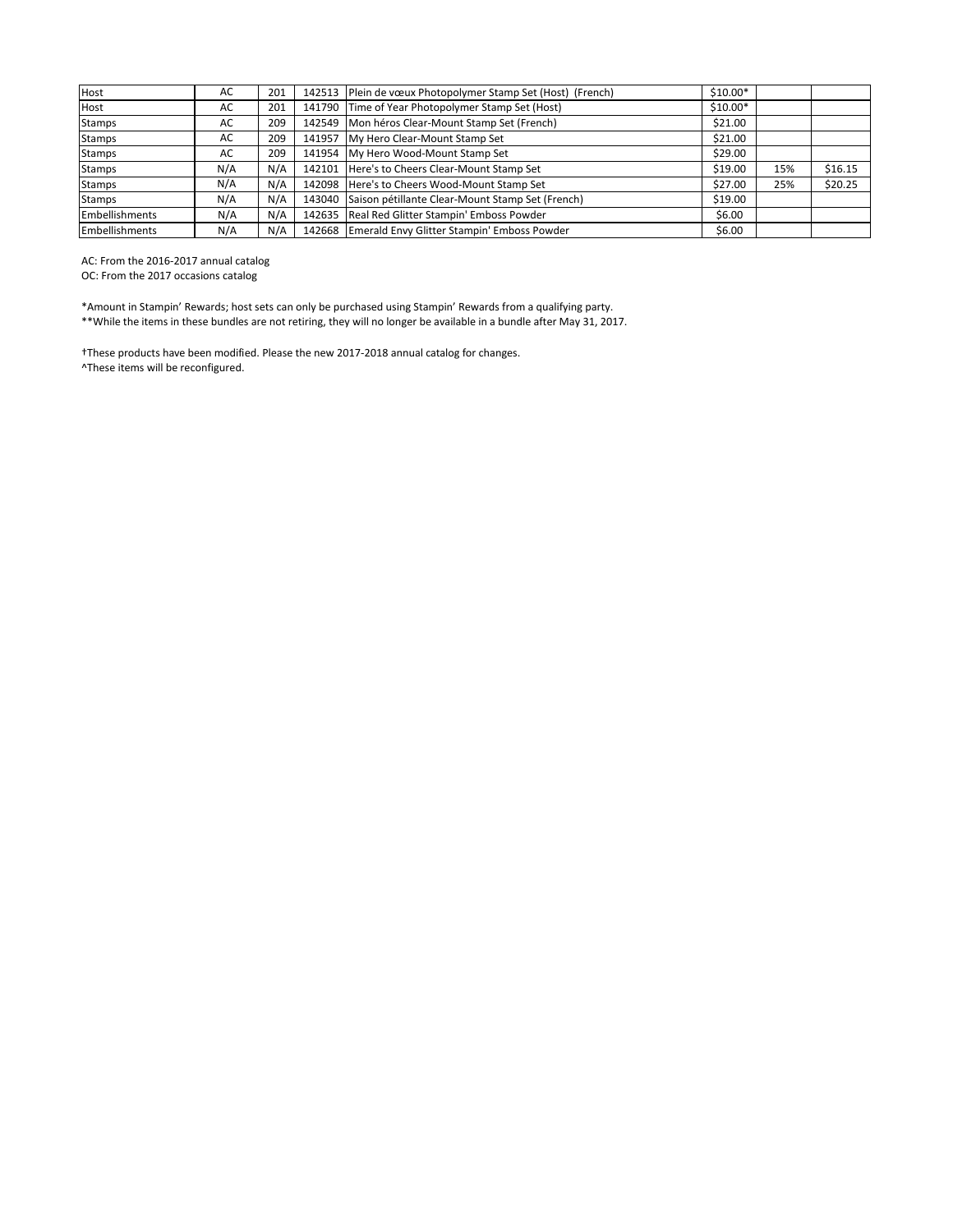| | | | | | | | |
|---|---|---|---|---|---|---|---|
| Host | AC | 201 | 142513 | Plein de vœux Photopolymer Stamp Set (Host) (French) | $10.00* | | |
| Host | AC | 201 | 141790 | Time of Year Photopolymer Stamp Set (Host) | $10.00* | | |
| Stamps | AC | 209 | 142549 | Mon héros Clear-Mount Stamp Set (French) | $21.00 | | |
| Stamps | AC | 209 | 141957 | My Hero Clear-Mount Stamp Set | $21.00 | | |
| Stamps | AC | 209 | 141954 | My Hero Wood-Mount Stamp Set | $29.00 | | |
| Stamps | N/A | N/A | 142101 | Here's to Cheers Clear-Mount Stamp Set | $19.00 | 15% | $16.15 |
| Stamps | N/A | N/A | 142098 | Here's to Cheers Wood-Mount Stamp Set | $27.00 | 25% | $20.25 |
| Stamps | N/A | N/A | 143040 | Saison pétillante Clear-Mount Stamp Set (French) | $19.00 | | |
| Embellishments | N/A | N/A | 142635 | Real Red Glitter Stampin' Emboss Powder | $6.00 | | |
| Embellishments | N/A | N/A | 142668 | Emerald Envy Glitter Stampin' Emboss Powder | $6.00 | | |

AC: From the 2016-2017 annual catalog
OC: From the 2017 occasions catalog

*Amount in Stampin' Rewards; host sets can only be purchased using Stampin' Rewards from a qualifying party.
**While the items in these bundles are not retiring, they will no longer be available in a bundle after May 31, 2017.

†These products have been modified. Please the new 2017-2018 annual catalog for changes.
^These items will be reconfigured.